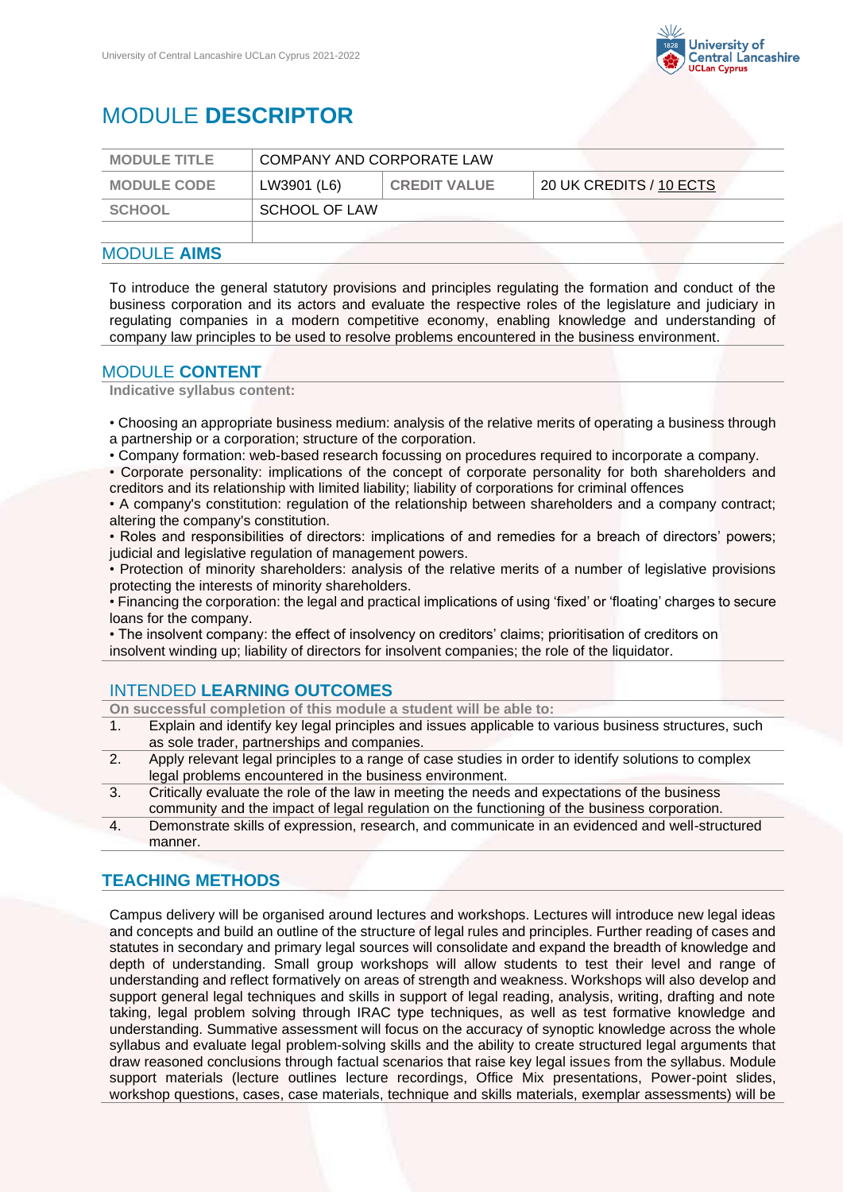# MODULE DESCRIPTOR

| MODULE TITLE | COMPANY AND CORPORATE LAW | | |
|---|---|---|---|
| MODULE CODE | LW3901 (L6) | CREDIT VALUE | 20 UK CREDITS / 10 ECTS |
| SCHOOL | SCHOOL OF LAW | | |
| | | | |

## MODULE AIMS

To introduce the general statutory provisions and principles regulating the formation and conduct of the business corporation and its actors and evaluate the respective roles of the legislature and judiciary in regulating companies in a modern competitive economy, enabling knowledge and understanding of company law principles to be used to resolve problems encountered in the business environment.

## MODULE CONTENT

**Indicative syllabus content:**

- Choosing an appropriate business medium: analysis of the relative merits of operating a business through a partnership or a corporation; structure of the corporation.
- Company formation: web-based research focussing on procedures required to incorporate a company.
- Corporate personality: implications of the concept of corporate personality for both shareholders and creditors and its relationship with limited liability; liability of corporations for criminal offences
- A company's constitution: regulation of the relationship between shareholders and a company contract; altering the company's constitution.
- Roles and responsibilities of directors: implications of and remedies for a breach of directors' powers; judicial and legislative regulation of management powers.
- Protection of minority shareholders: analysis of the relative merits of a number of legislative provisions protecting the interests of minority shareholders.
- Financing the corporation: the legal and practical implications of using 'fixed' or 'floating' charges to secure loans for the company.
- The insolvent company: the effect of insolvency on creditors' claims; prioritisation of creditors on insolvent winding up; liability of directors for insolvent companies; the role of the liquidator.

## INTENDED LEARNING OUTCOMES

**On successful completion of this module a student will be able to:**

1. Explain and identify key legal principles and issues applicable to various business structures, such as sole trader, partnerships and companies.
2. Apply relevant legal principles to a range of case studies in order to identify solutions to complex legal problems encountered in the business environment.
3. Critically evaluate the role of the law in meeting the needs and expectations of the business community and the impact of legal regulation on the functioning of the business corporation.
4. Demonstrate skills of expression, research, and communicate in an evidenced and well-structured manner.

## TEACHING METHODS

Campus delivery will be organised around lectures and workshops. Lectures will introduce new legal ideas and concepts and build an outline of the structure of legal rules and principles. Further reading of cases and statutes in secondary and primary legal sources will consolidate and expand the breadth of knowledge and depth of understanding. Small group workshops will allow students to test their level and range of understanding and reflect formatively on areas of strength and weakness. Workshops will also develop and support general legal techniques and skills in support of legal reading, analysis, writing, drafting and note taking, legal problem solving through IRAC type techniques, as well as test formative knowledge and understanding. Summative assessment will focus on the accuracy of synoptic knowledge across the whole syllabus and evaluate legal problem-solving skills and the ability to create structured legal arguments that draw reasoned conclusions through factual scenarios that raise key legal issues from the syllabus. Module support materials (lecture outlines lecture recordings, Office Mix presentations, Power-point slides, workshop questions, cases, case materials, technique and skills materials, exemplar assessments) will be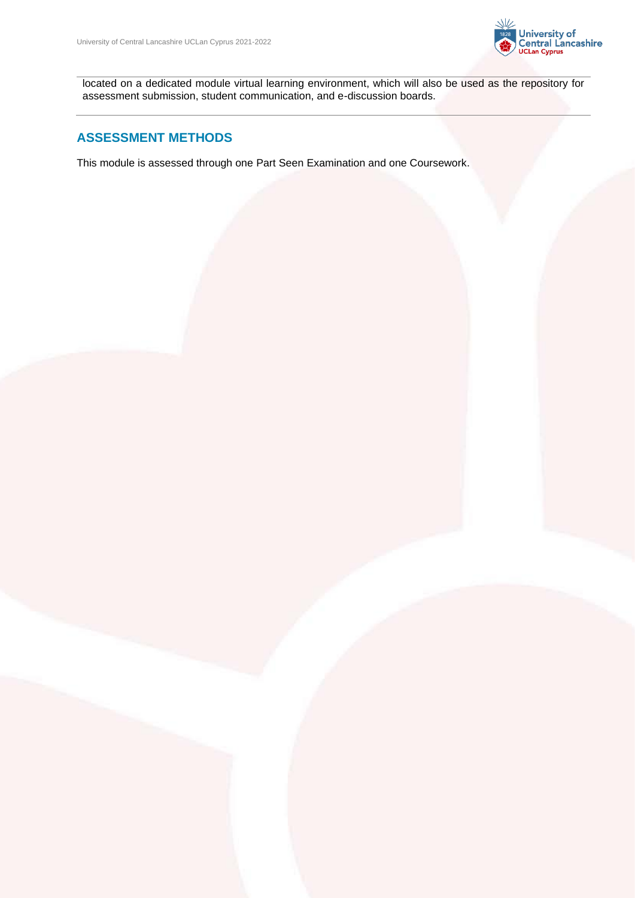located on a dedicated module virtual learning environment, which will also be used as the repository for assessment submission, student communication, and e-discussion boards.

## ASSESSMENT METHODS

This module is assessed through one Part Seen Examination and one Coursework.